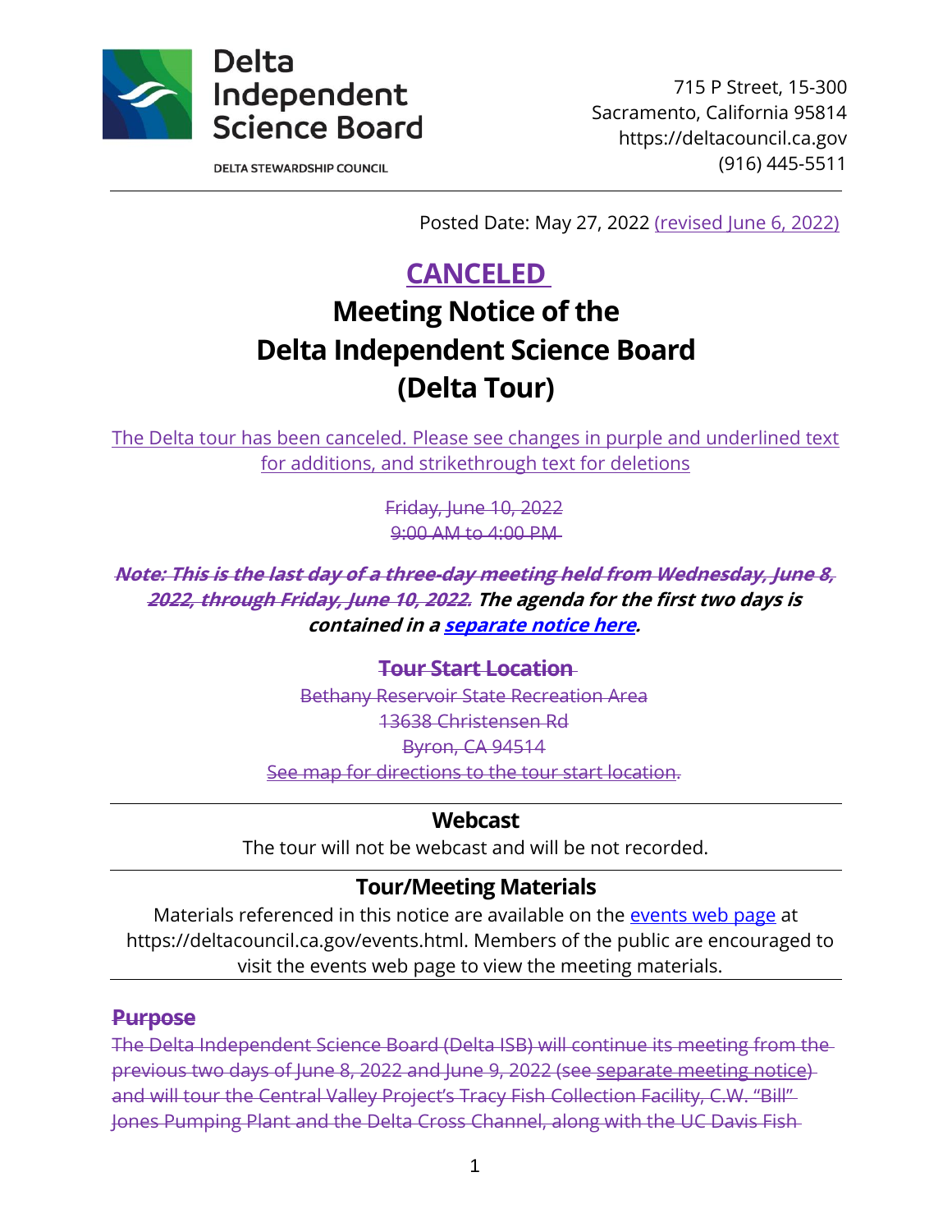**Delta Independent Science Board**

DELTA STEWARDSHIP COUNCIL

715 P Street, 15-300
Sacramento, California 95814
https://deltacouncil.ca.gov
(916) 445-5511

Posted Date: May 27, 2022 (revised June 6, 2022)

# CANCELED

# Meeting Notice of the Delta Independent Science Board (Delta Tour)

The Delta tour has been canceled. Please see changes in purple and underlined text for additions, and strikethrough text for deletions

~~Friday, June 10, 2022~~
~~9:00 AM to 4:00 PM~~

***~~Note: This is the last day of a three-day meeting held from Wednesday, June 8, 2022, through Friday, June 10, 2022.~~ The agenda for the first two days is contained in a separate notice here.***

### ~~Tour Start Location~~

~~Bethany Reservoir State Recreation Area~~
~~13638 Christensen Rd~~
~~Byron, CA 94514~~
~~See map for directions to the tour start location.~~

### Webcast

The tour will not be webcast and will be not recorded.

### Tour/Meeting Materials

Materials referenced in this notice are available on the events web page at https://deltacouncil.ca.gov/events.html. Members of the public are encouraged to visit the events web page to view the meeting materials.

### ~~Purpose~~

~~The Delta Independent Science Board (Delta ISB) will continue its meeting from the previous two days of June 8, 2022 and June 9, 2022 (see separate meeting notice) and will tour the Central Valley Project's Tracy Fish Collection Facility, C.W. "Bill" Jones Pumping Plant and the Delta Cross Channel, along with the UC Davis Fish~~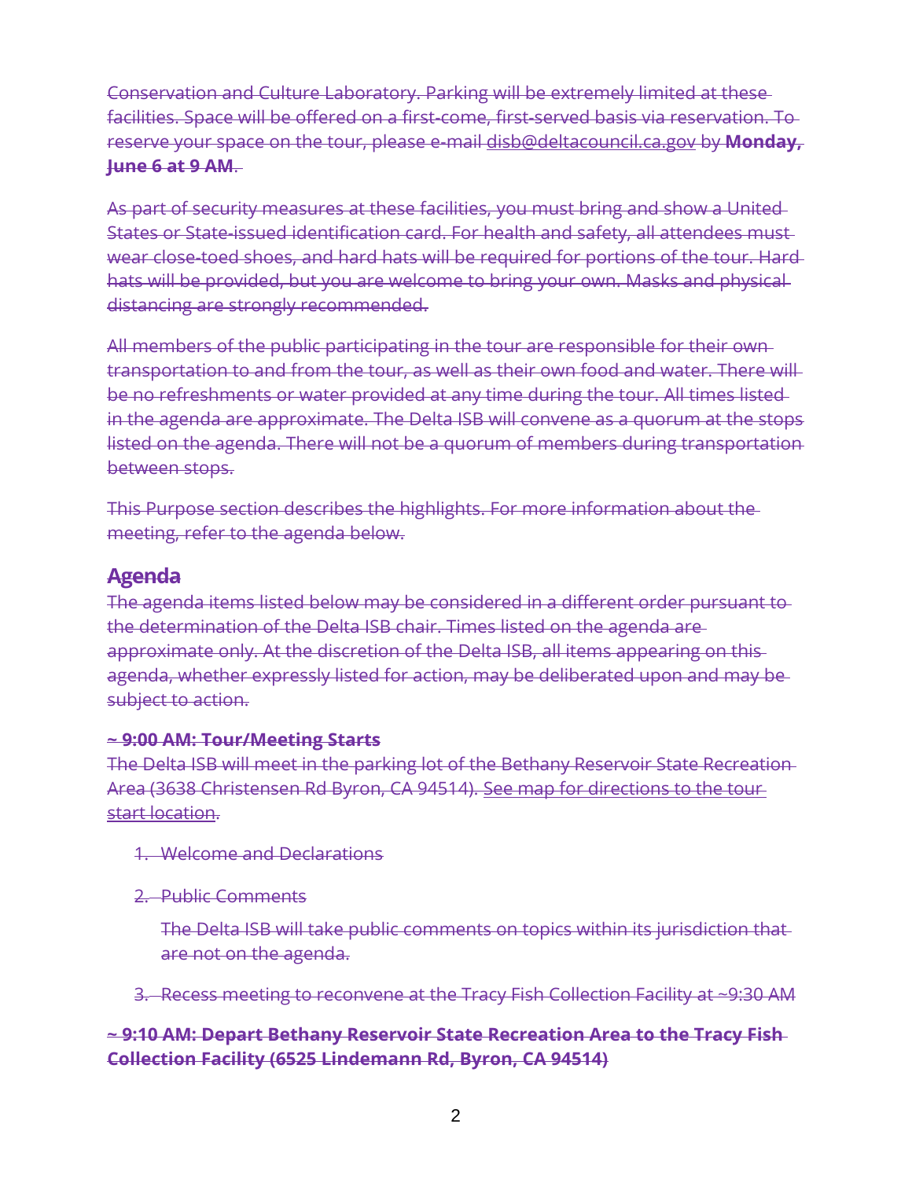Conservation and Culture Laboratory. Parking will be extremely limited at these facilities. Space will be offered on a first-come, first-served basis via reservation. To reserve your space on the tour, please e-mail disb@deltacouncil.ca.gov by **Monday, June 6 at 9 AM**.

As part of security measures at these facilities, you must bring and show a United States or State-issued identification card. For health and safety, all attendees must wear close-toed shoes, and hard hats will be required for portions of the tour. Hard hats will be provided, but you are welcome to bring your own. Masks and physical distancing are strongly recommended.

All members of the public participating in the tour are responsible for their own transportation to and from the tour, as well as their own food and water. There will be no refreshments or water provided at any time during the tour. All times listed in the agenda are approximate. The Delta ISB will convene as a quorum at the stops listed on the agenda. There will not be a quorum of members during transportation between stops.

This Purpose section describes the highlights. For more information about the meeting, refer to the agenda below.

## Agenda

The agenda items listed below may be considered in a different order pursuant to the determination of the Delta ISB chair. Times listed on the agenda are approximate only. At the discretion of the Delta ISB, all items appearing on this agenda, whether expressly listed for action, may be deliberated upon and may be subject to action.

**~ 9:00 AM: Tour/Meeting Starts**

The Delta ISB will meet in the parking lot of the Bethany Reservoir State Recreation Area (3638 Christensen Rd Byron, CA 94514). See map for directions to the tour start location.

1. Welcome and Declarations
2. Public Comments

   The Delta ISB will take public comments on topics within its jurisdiction that are not on the agenda.

3. Recess meeting to reconvene at the Tracy Fish Collection Facility at ~9:30 AM

**~ 9:10 AM: Depart Bethany Reservoir State Recreation Area to the Tracy Fish Collection Facility (6525 Lindemann Rd, Byron, CA 94514)**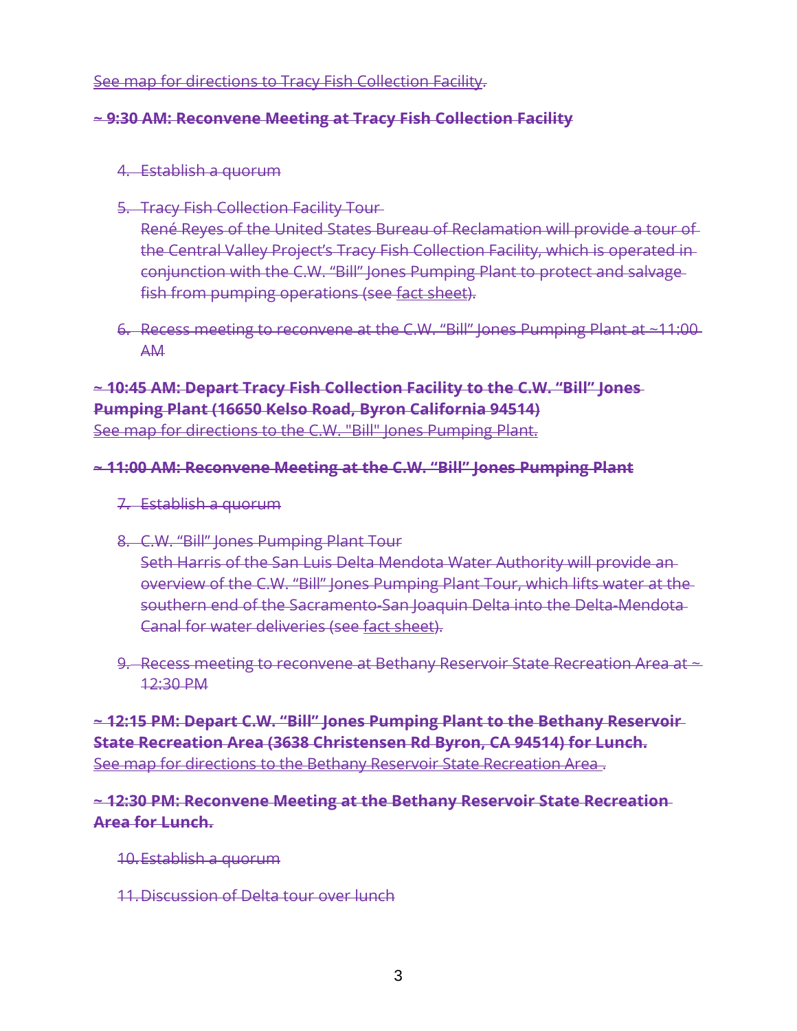~~See map for directions to Tracy Fish Collection Facility.~~

**~~~ 9:30 AM: Reconvene Meeting at Tracy Fish Collection Facility~~**

4. ~~Establish a quorum~~

5. ~~Tracy Fish Collection Facility Tour~~
   ~~René Reyes of the United States Bureau of Reclamation will provide a tour of the Central Valley Project's Tracy Fish Collection Facility, which is operated in conjunction with the C.W. "Bill" Jones Pumping Plant to protect and salvage fish from pumping operations (see fact sheet).~~

6. ~~Recess meeting to reconvene at the C.W. "Bill" Jones Pumping Plant at ~11:00 AM~~

**~~~ 10:45 AM: Depart Tracy Fish Collection Facility to the C.W. "Bill" Jones Pumping Plant (16650 Kelso Road, Byron California 94514)~~**
~~See map for directions to the C.W. "Bill" Jones Pumping Plant.~~

**~~~ 11:00 AM: Reconvene Meeting at the C.W. "Bill" Jones Pumping Plant~~**

7. ~~Establish a quorum~~

8. ~~C.W. "Bill" Jones Pumping Plant Tour~~
   ~~Seth Harris of the San Luis Delta Mendota Water Authority will provide an overview of the C.W. "Bill" Jones Pumping Plant Tour, which lifts water at the southern end of the Sacramento-San Joaquin Delta into the Delta-Mendota Canal for water deliveries (see fact sheet).~~

9. ~~Recess meeting to reconvene at Bethany Reservoir State Recreation Area at ~ 12:30 PM~~

**~~~ 12:15 PM: Depart C.W. "Bill" Jones Pumping Plant to the Bethany Reservoir State Recreation Area (3638 Christensen Rd Byron, CA 94514) for Lunch.~~**
~~See map for directions to the Bethany Reservoir State Recreation Area .~~

**~~~ 12:30 PM: Reconvene Meeting at the Bethany Reservoir State Recreation Area for Lunch.~~**

10. ~~Establish a quorum~~

11. ~~Discussion of Delta tour over lunch~~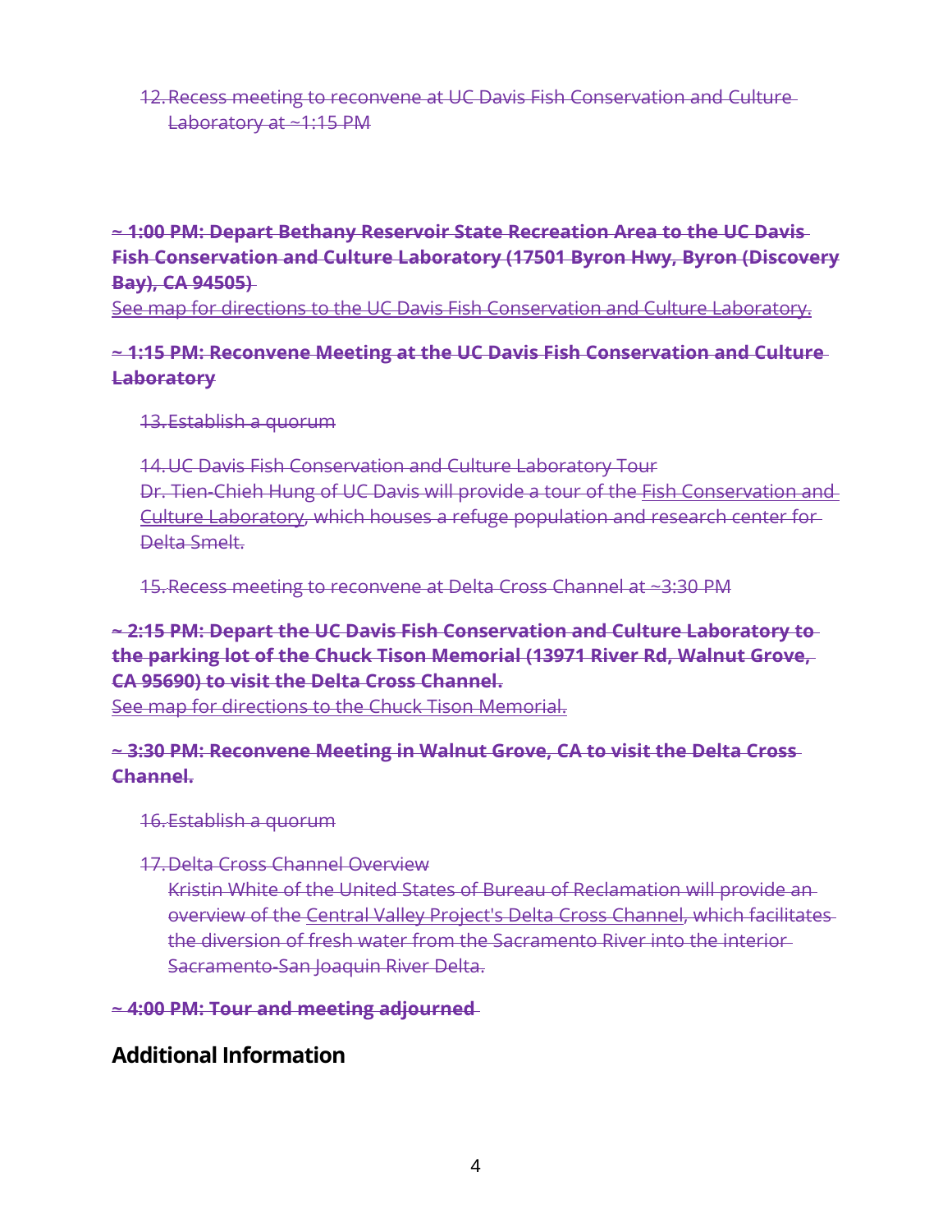~~12. Recess meeting to reconvene at UC Davis Fish Conservation and Culture Laboratory at ~1:15 PM~~

**~~~ 1:00 PM: Depart Bethany Reservoir State Recreation Area to the UC Davis Fish Conservation and Culture Laboratory (17501 Byron Hwy, Byron (Discovery Bay), CA 94505)~~**
~~See map for directions to the UC Davis Fish Conservation and Culture Laboratory.~~

**~~~ 1:15 PM: Reconvene Meeting at the UC Davis Fish Conservation and Culture Laboratory~~**

~~13. Establish a quorum~~

~~14. UC Davis Fish Conservation and Culture Laboratory Tour~~
~~Dr. Tien-Chieh Hung of UC Davis will provide a tour of the Fish Conservation and Culture Laboratory, which houses a refuge population and research center for Delta Smelt.~~

~~15. Recess meeting to reconvene at Delta Cross Channel at ~3:30 PM~~

**~~~ 2:15 PM: Depart the UC Davis Fish Conservation and Culture Laboratory to the parking lot of the Chuck Tison Memorial (13971 River Rd, Walnut Grove, CA 95690) to visit the Delta Cross Channel.~~**
~~See map for directions to the Chuck Tison Memorial.~~

**~~~ 3:30 PM: Reconvene Meeting in Walnut Grove, CA to visit the Delta Cross Channel.~~**

~~16. Establish a quorum~~

~~17. Delta Cross Channel Overview~~
~~Kristin White of the United States of Bureau of Reclamation will provide an overview of the Central Valley Project's Delta Cross Channel, which facilitates the diversion of fresh water from the Sacramento River into the interior Sacramento-San Joaquin River Delta.~~

**~~~ 4:00 PM: Tour and meeting adjourned~~**

## Additional Information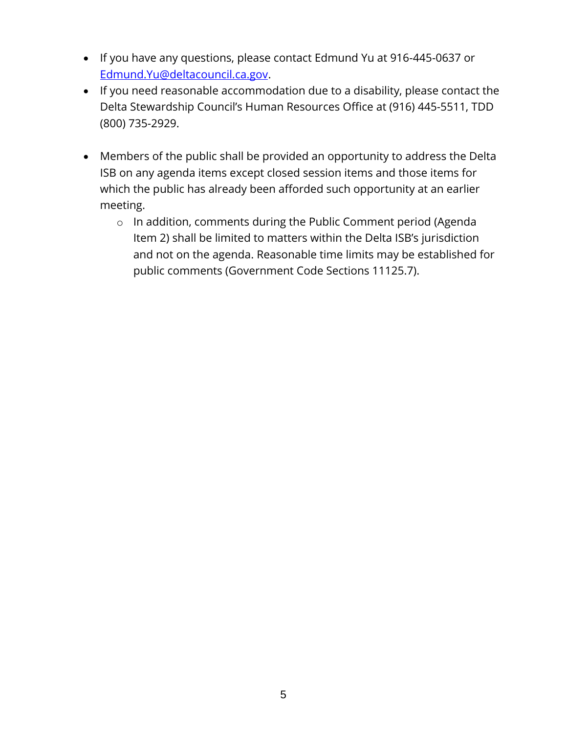- If you have any questions, please contact Edmund Yu at 916-445-0637 or [Edmund.Yu@deltacouncil.ca.gov](mailto:Edmund.Yu@deltacouncil.ca.gov).
- If you need reasonable accommodation due to a disability, please contact the Delta Stewardship Council's Human Resources Office at (916) 445-5511, TDD (800) 735-2929.

- Members of the public shall be provided an opportunity to address the Delta ISB on any agenda items except closed session items and those items for which the public has already been afforded such opportunity at an earlier meeting.
    - In addition, comments during the Public Comment period (Agenda Item 2) shall be limited to matters within the Delta ISB's jurisdiction and not on the agenda. Reasonable time limits may be established for public comments (Government Code Sections 11125.7).